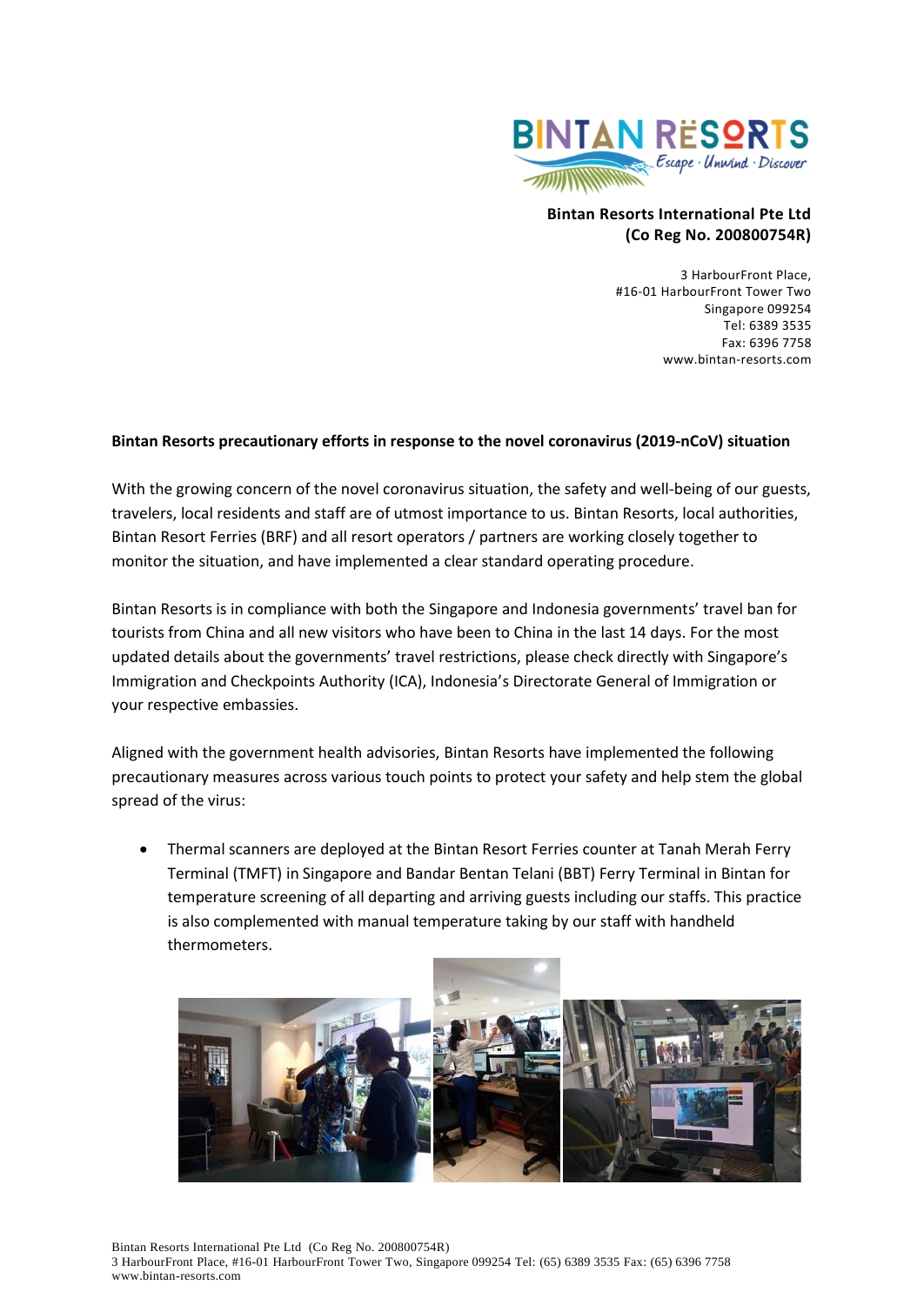**Bintan Resorts International Pte Ltd**
**(Co Reg No. 200800754R)**

3 HarbourFront Place,
#16-01 HarbourFront Tower Two
Singapore 099254
Tel: 6389 3535
Fax: 6396 7758
www.bintan-resorts.com

**Bintan Resorts precautionary efforts in response to the novel coronavirus (2019-nCoV) situation**

With the growing concern of the novel coronavirus situation, the safety and well-being of our guests, travelers, local residents and staff are of utmost importance to us. Bintan Resorts, local authorities, Bintan Resort Ferries (BRF) and all resort operators / partners are working closely together to monitor the situation, and have implemented a clear standard operating procedure.

Bintan Resorts is in compliance with both the Singapore and Indonesia governments' travel ban for tourists from China and all new visitors who have been to China in the last 14 days. For the most updated details about the governments' travel restrictions, please check directly with Singapore's Immigration and Checkpoints Authority (ICA), Indonesia's Directorate General of Immigration or your respective embassies.

Aligned with the government health advisories, Bintan Resorts have implemented the following precautionary measures across various touch points to protect your safety and help stem the global spread of the virus:

- Thermal scanners are deployed at the Bintan Resort Ferries counter at Tanah Merah Ferry Terminal (TMFT) in Singapore and Bandar Bentan Telani (BBT) Ferry Terminal in Bintan for temperature screening of all departing and arriving guests including our staffs. This practice is also complemented with manual temperature taking by our staff with handheld thermometers.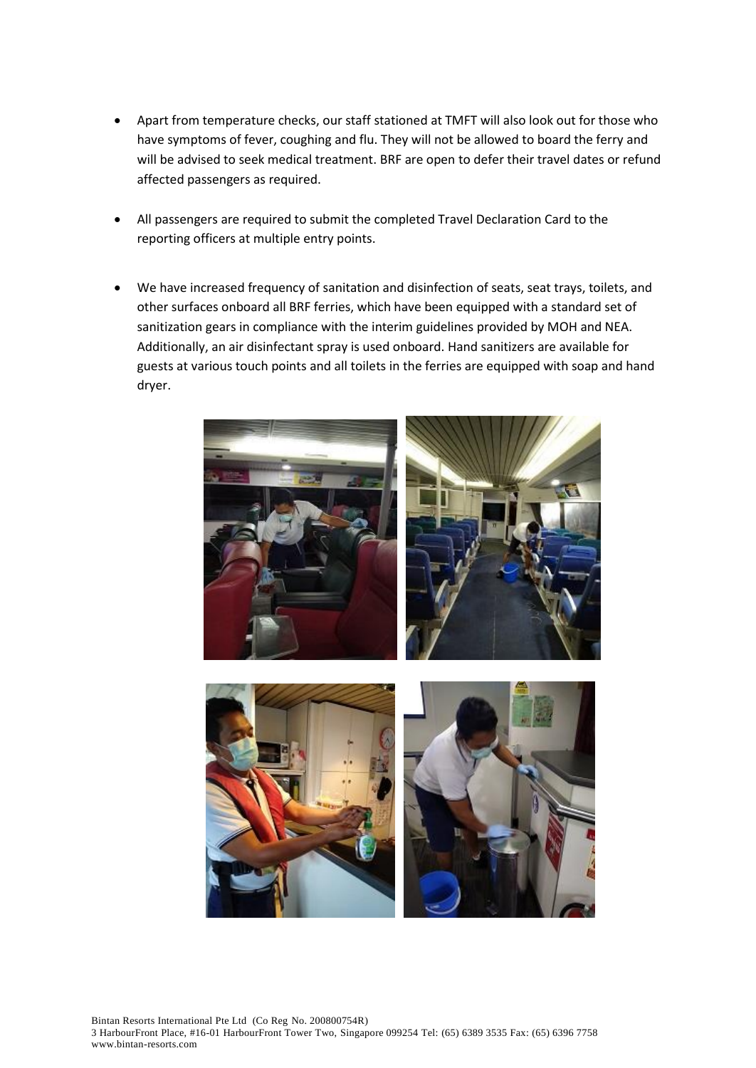- Apart from temperature checks, our staff stationed at TMFT will also look out for those who have symptoms of fever, coughing and flu. They will not be allowed to board the ferry and will be advised to seek medical treatment. BRF are open to defer their travel dates or refund affected passengers as required.

- All passengers are required to submit the completed Travel Declaration Card to the reporting officers at multiple entry points.

- We have increased frequency of sanitation and disinfection of seats, seat trays, toilets, and other surfaces onboard all BRF ferries, which have been equipped with a standard set of sanitization gears in compliance with the interim guidelines provided by MOH and NEA. Additionally, an air disinfectant spray is used onboard. Hand sanitizers are available for guests at various touch points and all toilets in the ferries are equipped with soap and hand dryer.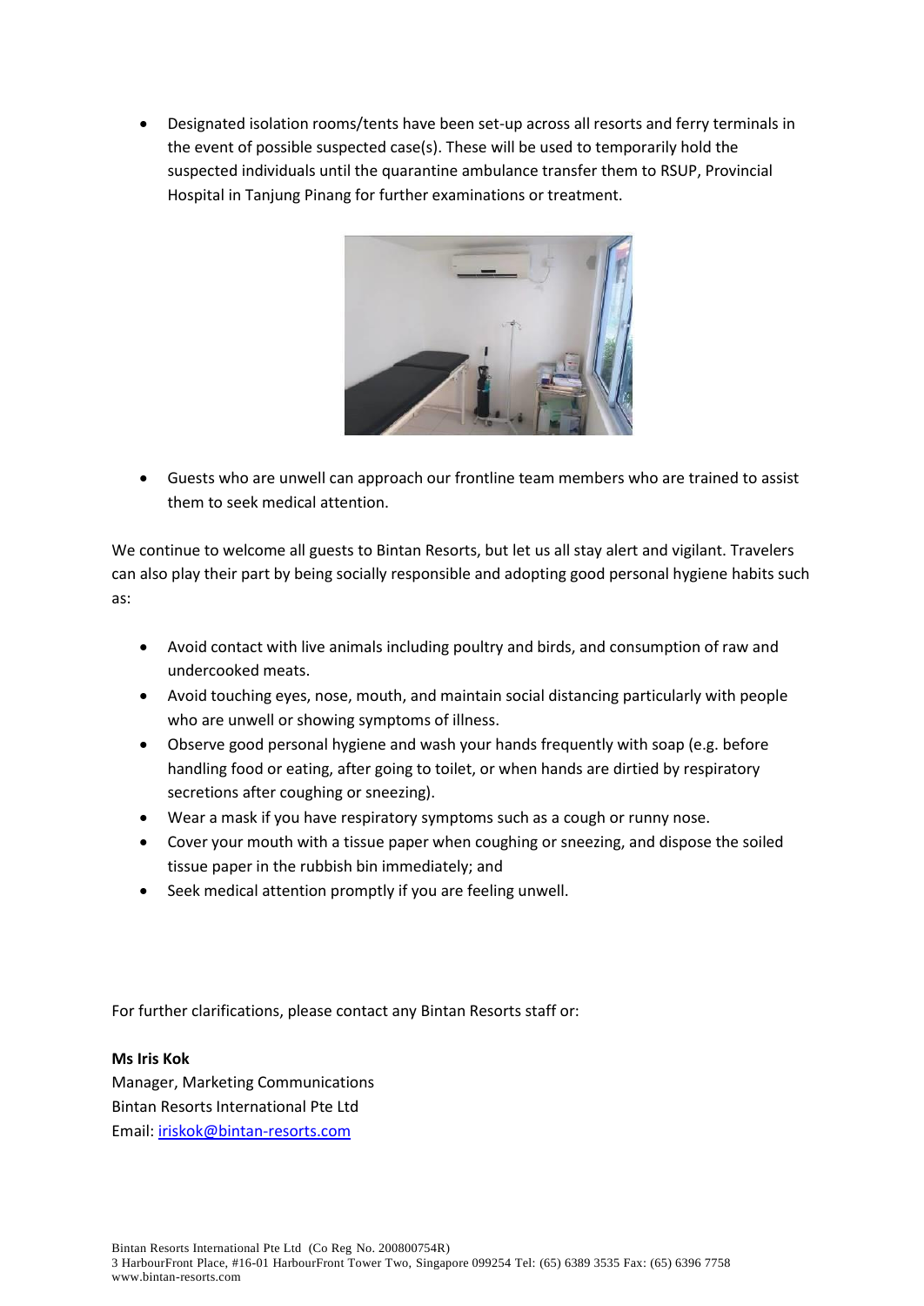- Designated isolation rooms/tents have been set-up across all resorts and ferry terminals in the event of possible suspected case(s). These will be used to temporarily hold the suspected individuals until the quarantine ambulance transfer them to RSUP, Provincial Hospital in Tanjung Pinang for further examinations or treatment.

- Guests who are unwell can approach our frontline team members who are trained to assist them to seek medical attention.

We continue to welcome all guests to Bintan Resorts, but let us all stay alert and vigilant. Travelers can also play their part by being socially responsible and adopting good personal hygiene habits such as:

- Avoid contact with live animals including poultry and birds, and consumption of raw and undercooked meats.
- Avoid touching eyes, nose, mouth, and maintain social distancing particularly with people who are unwell or showing symptoms of illness.
- Observe good personal hygiene and wash your hands frequently with soap (e.g. before handling food or eating, after going to toilet, or when hands are dirtied by respiratory secretions after coughing or sneezing).
- Wear a mask if you have respiratory symptoms such as a cough or runny nose.
- Cover your mouth with a tissue paper when coughing or sneezing, and dispose the soiled tissue paper in the rubbish bin immediately; and
- Seek medical attention promptly if you are feeling unwell.

For further clarifications, please contact any Bintan Resorts staff or:

**Ms Iris Kok**
Manager, Marketing Communications
Bintan Resorts International Pte Ltd
Email: iriskok@bintan-resorts.com

Bintan Resorts International Pte Ltd (Co Reg No. 200800754R)
3 HarbourFront Place, #16-01 HarbourFront Tower Two, Singapore 099254 Tel: (65) 6389 3535 Fax: (65) 6396 7758
www.bintan-resorts.com